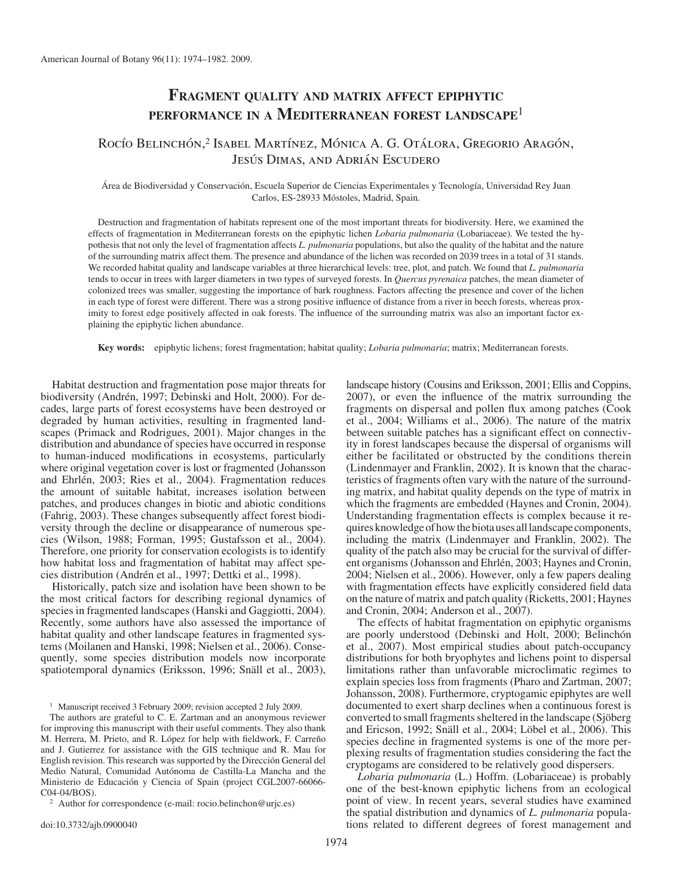# Fragment quality and matrix affect epiphytic performance in a Mediterranean forest landscape[1]

Rocío Belinchón,[2] Isabel Martínez, Mónica A. G. Otálora, Gregorio Aragón, Jesús Dimas, and Adrián Escudero

Área de Biodiversidad y Conservación, Escuela Superior de Ciencias Experimentales y Tecnología, Universidad Rey Juan Carlos, ES-28933 Móstoles, Madrid, Spain.

Destruction and fragmentation of habitats represent one of the most important threats for biodiversity. Here, we examined the effects of fragmentation in Mediterranean forests on the epiphytic lichen *Lobaria pulmonaria* (Lobariaceae). We tested the hypothesis that not only the level of fragmentation affects *L. pulmonaria* populations, but also the quality of the habitat and the nature of the surrounding matrix affect them. The presence and abundance of the lichen was recorded on 2039 trees in a total of 31 stands. We recorded habitat quality and landscape variables at three hierarchical levels: tree, plot, and patch. We found that *L. pulmonaria* tends to occur in trees with larger diameters in two types of surveyed forests. In *Quercus pyrenaica* patches, the mean diameter of colonized trees was smaller, suggesting the importance of bark roughness. Factors affecting the presence and cover of the lichen in each type of forest were different. There was a strong positive influence of distance from a river in beech forests, whereas proximity to forest edge positively affected in oak forests. The influence of the surrounding matrix was also an important factor explaining the epiphytic lichen abundance.

**Key words:** epiphytic lichens; forest fragmentation; habitat quality; *Lobaria pulmonaria*; matrix; Mediterranean forests.

Habitat destruction and fragmentation pose major threats for biodiversity (Andrén, 1997; Debinski and Holt, 2000). For decades, large parts of forest ecosystems have been destroyed or degraded by human activities, resulting in fragmented landscapes (Primack and Rodrigues, 2001). Major changes in the distribution and abundance of species have occurred in response to human-induced modifications in ecosystems, particularly where original vegetation cover is lost or fragmented (Johansson and Ehrlén, 2003; Ries et al., 2004). Fragmentation reduces the amount of suitable habitat, increases isolation between patches, and produces changes in biotic and abiotic conditions (Fahrig, 2003). These changes subsequently affect forest biodiversity through the decline or disappearance of numerous species (Wilson, 1988; Forman, 1995; Gustafsson et al., 2004). Therefore, one priority for conservation ecologists is to identify how habitat loss and fragmentation of habitat may affect species distribution (Andrén et al., 1997; Dettki et al., 1998).

Historically, patch size and isolation have been shown to be the most critical factors for describing regional dynamics of species in fragmented landscapes (Hanski and Gaggiotti, 2004). Recently, some authors have also assessed the importance of habitat quality and other landscape features in fragmented systems (Moilanen and Hanski, 1998; Nielsen et al., 2006). Consequently, some species distribution models now incorporate spatiotemporal dynamics (Eriksson, 1996; Snäll et al., 2003), landscape history (Cousins and Eriksson, 2001; Ellis and Coppins, 2007), or even the influence of the matrix surrounding the fragments on dispersal and pollen flux among patches (Cook et al., 2004; Williams et al., 2006). The nature of the matrix between suitable patches has a significant effect on connectivity in forest landscapes because the dispersal of organisms will either be facilitated or obstructed by the conditions therein (Lindenmayer and Franklin, 2002). It is known that the characteristics of fragments often vary with the nature of the surrounding matrix, and habitat quality depends on the type of matrix in which the fragments are embedded (Haynes and Cronin, 2004). Understanding fragmentation effects is complex because it requires knowledge of how the biota uses all landscape components, including the matrix (Lindenmayer and Franklin, 2002). The quality of the patch also may be crucial for the survival of different organisms (Johansson and Ehrlén, 2003; Haynes and Cronin, 2004; Nielsen et al., 2006). However, only a few papers dealing with fragmentation effects have explicitly considered field data on the nature of matrix and patch quality (Ricketts, 2001; Haynes and Cronin, 2004; Anderson et al., 2007).

The effects of habitat fragmentation on epiphytic organisms are poorly understood (Debinski and Holt, 2000; Belinchón et al., 2007). Most empirical studies about patch-occupancy distributions for both bryophytes and lichens point to dispersal limitations rather than unfavorable microclimatic regimes to explain species loss from fragments (Pharo and Zartman, 2007; Johansson, 2008). Furthermore, cryptogamic epiphytes are well documented to exert sharp declines when a continuous forest is converted to small fragments sheltered in the landscape (Sjöberg and Ericson, 1992; Snäll et al., 2004; Löbel et al., 2006). This species decline in fragmented systems is one of the more perplexing results of fragmentation studies considering the fact the cryptogams are considered to be relatively good dispersers.

*Lobaria pulmonaria* (L.) Hoffm. (Lobariaceae) is probably one of the best-known epiphytic lichens from an ecological point of view. In recent years, several studies have examined the spatial distribution and dynamics of *L. pulmonaria* populations related to different degrees of forest management and

[1] Manuscript received 3 February 2009; revision accepted 2 July 2009.

The authors are grateful to C. E. Zartman and an anonymous reviewer for improving this manuscript with their useful comments. They also thank M. Herrera, M. Prieto, and R. López for help with fieldwork, F. Carreño and J. Gutierrez for assistance with the GIS technique and R. Mau for English revision. This research was supported by the Dirección General del Medio Natural, Comunidad Autónoma de Castilla-La Mancha and the Ministerio de Educación y Ciencia of Spain (project CGL2007-66066-C04-04/BOS).

[2] Author for correspondence (e-mail: rocio.belinchon@urjc.es)

doi:10.3732/ajb.0900040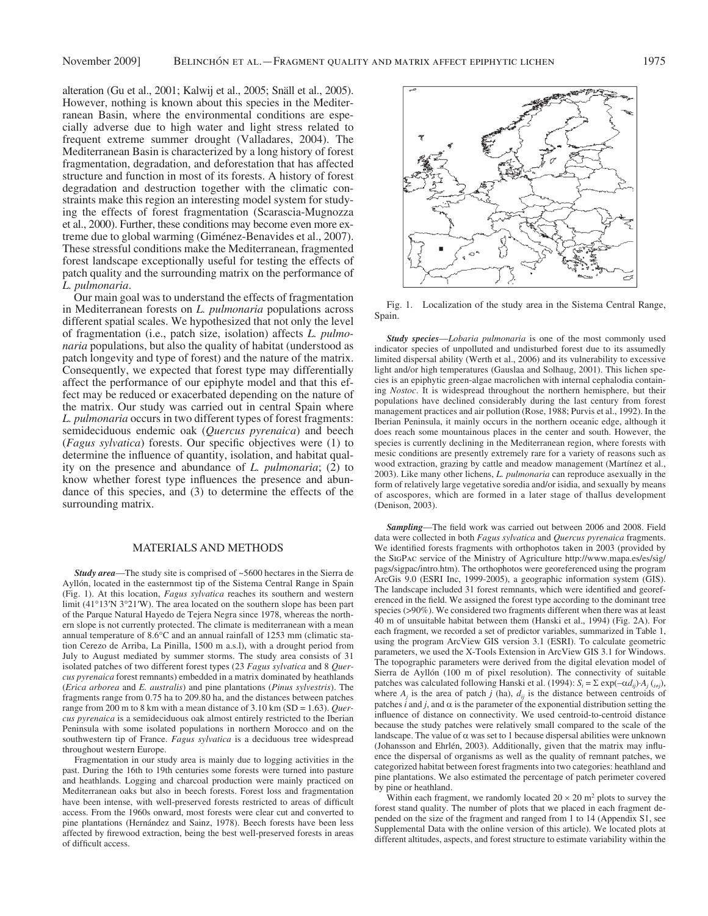alteration (Gu et al., 2001; Kalwij et al., 2005; Snäll et al., 2005). However, nothing is known about this species in the Mediterranean Basin, where the environmental conditions are especially adverse due to high water and light stress related to frequent extreme summer drought (Valladares, 2004). The Mediterranean Basin is characterized by a long history of forest fragmentation, degradation, and deforestation that has affected structure and function in most of its forests. A history of forest degradation and destruction together with the climatic constraints make this region an interesting model system for studying the effects of forest fragmentation (Scarascia-Mugnozza et al., 2000). Further, these conditions may become even more extreme due to global warming (Giménez-Benavides et al., 2007). These stressful conditions make the Mediterranean, fragmented forest landscape exceptionally useful for testing the effects of patch quality and the surrounding matrix on the performance of *L. pulmonaria*.

Our main goal was to understand the effects of fragmentation in Mediterranean forests on *L. pulmonaria* populations across different spatial scales. We hypothesized that not only the level of fragmentation (i.e., patch size, isolation) affects *L. pulmonaria* populations, but also the quality of habitat (understood as patch longevity and type of forest) and the nature of the matrix. Consequently, we expected that forest type may differentially affect the performance of our epiphyte model and that this effect may be reduced or exacerbated depending on the nature of the matrix. Our study was carried out in central Spain where *L. pulmonaria* occurs in two different types of forest fragments: semideciduous endemic oak (*Quercus pyrenaica*) and beech (*Fagus sylvatica*) forests. Our specific objectives were (1) to determine the influence of quantity, isolation, and habitat quality on the presence and abundance of *L. pulmonaria*; (2) to know whether forest type influences the presence and abundance of this species, and (3) to determine the effects of the surrounding matrix.

## MATERIALS AND METHODS

***Study area***—The study site is comprised of ~5600 hectares in the Sierra de Ayllón, located in the easternmost tip of the Sistema Central Range in Spain (Fig. 1). At this location, *Fagus sylvatica* reaches its southern and western limit (41°13′N 3°21′W). The area located on the southern slope has been part of the Parque Natural Hayedo de Tejera Negra since 1978, whereas the northern slope is not currently protected. The climate is mediterranean with a mean annual temperature of 8.6°C and an annual rainfall of 1253 mm (climatic station Cerezo de Arriba, La Pinilla, 1500 m a.s.l), with a drought period from July to August mediated by summer storms. The study area consists of 31 isolated patches of two different forest types (23 *Fagus sylvatica* and 8 *Quercus pyrenaica* forest remnants) embedded in a matrix dominated by heathlands (*Erica arborea* and *E. australis*) and pine plantations (*Pinus sylvestris*). The fragments range from 0.75 ha to 209.80 ha, and the distances between patches range from 200 m to 8 km with a mean distance of 3.10 km (SD = 1.63). *Quercus pyrenaica* is a semideciduous oak almost entirely restricted to the Iberian Peninsula with some isolated populations in northern Morocco and on the southwestern tip of France. *Fagus sylvatica* is a deciduous tree widespread throughout western Europe.

Fragmentation in our study area is mainly due to logging activities in the past. During the 16th to 19th centuries some forests were turned into pasture and heathlands. Logging and charcoal production were mainly practiced on Mediterranean oaks but also in beech forests. Forest loss and fragmentation have been intense, with well-preserved forests restricted to areas of difficult access. From the 1960s onward, most forests were clear cut and converted to pine plantations (Hernández and Sainz, 1978). Beech forests have been less affected by firewood extraction, being the best well-preserved forests in areas of difficult access.

Fig. 1. Localization of the study area in the Sistema Central Range, Spain.

***Study species***—*Lobaria pulmonaria* is one of the most commonly used indicator species of unpolluted and undisturbed forest due to its assumedly limited dispersal ability (Werth et al., 2006) and its vulnerability to excessive light and/or high temperatures (Gauslaa and Solhaug, 2001). This lichen species is an epiphytic green-algae macrolichen with internal cephalodia containing *Nostoc*. It is widespread throughout the northern hemisphere, but their populations have declined considerably during the last century from forest management practices and air pollution (Rose, 1988; Purvis et al., 1992). In the Iberian Peninsula, it mainly occurs in the northern oceanic edge, although it does reach some mountainous places in the center and south. However, the species is currently declining in the Mediterranean region, where forests with mesic conditions are presently extremely rare for a variety of reasons such as wood extraction, grazing by cattle and meadow management (Martínez et al., 2003). Like many other lichens, *L. pulmonaria* can reproduce asexually in the form of relatively large vegetative soredia and/or isidia, and sexually by means of ascospores, which are formed in a later stage of thallus development (Denison, 2003).

***Sampling***—The field work was carried out between 2006 and 2008. Field data were collected in both *Fagus sylvatica* and *Quercus pyrenaica* fragments. We identified forests fragments with orthophotos taken in 2003 (provided by the SigPac service of the Ministry of Agriculture http://www.mapa.es/es/sig/pags/sigpac/intro.htm). The orthophotos were georeferenced using the program ArcGis 9.0 (ESRI Inc, 1999-2005), a geographic information system (GIS). The landscape included 31 forest remnants, which were identified and georeferenced in the field. We assigned the forest type according to the dominant tree species (>90%). We considered two fragments different when there was at least 40 m of unsuitable habitat between them (Hanski et al., 1994) (Fig. 2A). For each fragment, we recorded a set of predictor variables, summarized in Table 1, using the program ArcView GIS version 3.1 (ESRI). To calculate geometric parameters, we used the X-Tools Extension in ArcView GIS 3.1 for Windows. The topographic parameters were derived from the digital elevation model of Sierra de Ayllón (100 m of pixel resolution). The connectivity of suitable patches was calculated following Hanski et al. (1994): $S_i = \Sigma \exp(-\alpha d_{ij}) \cdot A_j \ (_{i \neq j})$, where $A_j$ is the area of patch $j$ (ha), $d_{ij}$ is the distance between centroids of patches $i$ and $j$, and $\alpha$ is the parameter of the exponential distribution setting the influence of distance on connectivity. We used centroid-to-centroid distance because the study patches were relatively small compared to the scale of the landscape. The value of $\alpha$ was set to 1 because dispersal abilities were unknown (Johansson and Ehrlén, 2003). Additionally, given that the matrix may influence the dispersal of organisms as well as the quality of remnant patches, we categorized habitat between forest fragments into two categories: heathland and pine plantations. We also estimated the percentage of patch perimeter covered by pine or heathland.

Within each fragment, we randomly located 20 × 20 m² plots to survey the forest stand quality. The number of plots that we placed in each fragment depended on the size of the fragment and ranged from 1 to 14 (Appendix S1, see Supplemental Data with the online version of this article). We located plots at different altitudes, aspects, and forest structure to estimate variability within the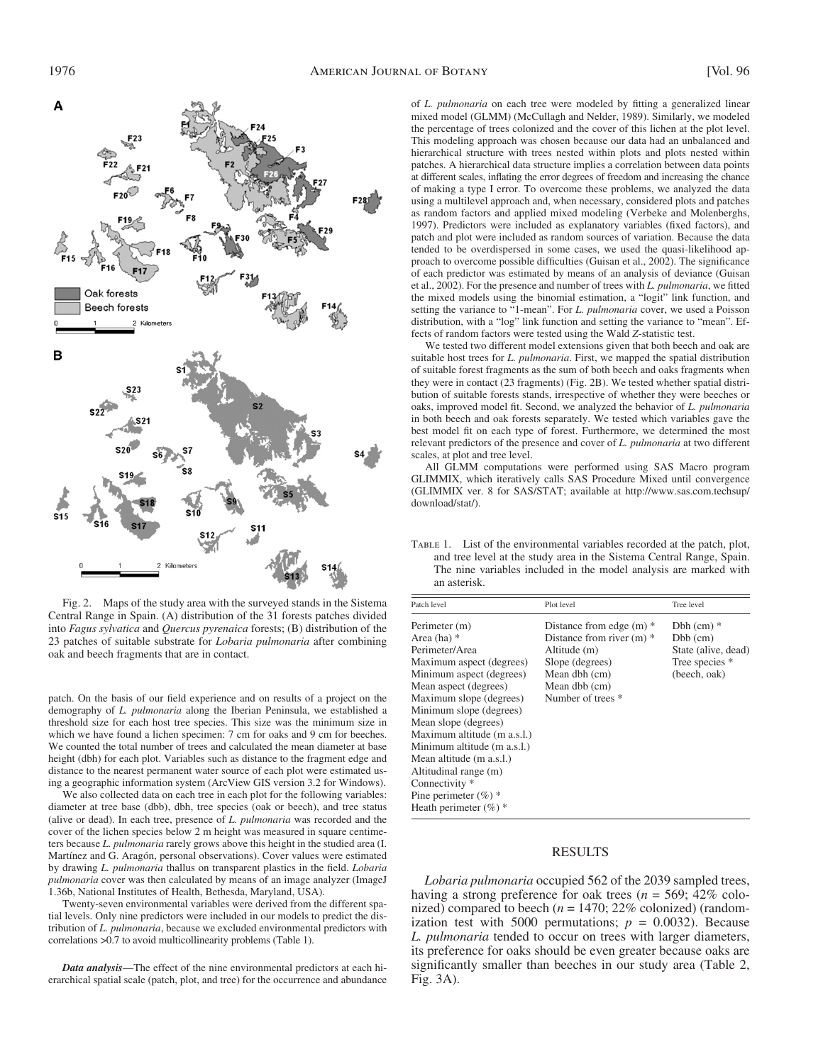Fig. 2. Maps of the study area with the surveyed stands in the Sistema Central Range in Spain. (A) distribution of the 31 forests patches divided into *Fagus sylvatica* and *Quercus pyrenaica* forests; (B) distribution of the 23 patches of suitable substrate for *Lobaria pulmonaria* after combining oak and beech fragments that are in contact.

patch. On the basis of our field experience and on results of a project on the demography of *L. pulmonaria* along the Iberian Peninsula, we established a threshold size for each host tree species. This size was the minimum size in which we have found a lichen specimen: 7 cm for oaks and 9 cm for beeches. We counted the total number of trees and calculated the mean diameter at base height (dbh) for each plot. Variables such as distance to the fragment edge and distance to the nearest permanent water source of each plot were estimated using a geographic information system (ArcView GIS version 3.2 for Windows).

We also collected data on each tree in each plot for the following variables: diameter at tree base (dbb), dbh, tree species (oak or beech), and tree status (alive or dead). In each tree, presence of *L. pulmonaria* was recorded and the cover of the lichen species below 2 m height was measured in square centimeters because *L. pulmonaria* rarely grows above this height in the studied area (I. Martínez and G. Aragón, personal observations). Cover values were estimated by drawing *L. pulmonaria* thallus on transparent plastics in the field. *Lobaria pulmonaria* cover was then calculated by means of an image analyzer (ImageJ 1.36b, National Institutes of Health, Bethesda, Maryland, USA).

Twenty-seven environmental variables were derived from the different spatial levels. Only nine predictors were included in our models to predict the distribution of *L. pulmonaria*, because we excluded environmental predictors with correlations >0.7 to avoid multicollinearity problems (Table 1).

***Data analysis***—The effect of the nine environmental predictors at each hierarchical spatial scale (patch, plot, and tree) for the occurrence and abundance of *L. pulmonaria* on each tree were modeled by fitting a generalized linear mixed model (GLMM) (McCullagh and Nelder, 1989). Similarly, we modeled the percentage of trees colonized and the cover of this lichen at the plot level. This modeling approach was chosen because our data had an unbalanced and hierarchical structure with trees nested within plots and plots nested within patches. A hierarchical data structure implies a correlation between data points at different scales, inflating the error degrees of freedom and increasing the chance of making a type I error. To overcome these problems, we analyzed the data using a multilevel approach and, when necessary, considered plots and patches as random factors and applied mixed modeling (Verbeke and Molenberghs, 1997). Predictors were included as explanatory variables (fixed factors), and patch and plot were included as random sources of variation. Because the data tended to be overdispersed in some cases, we used the quasi-likelihood approach to overcome possible difficulties (Guisan et al., 2002). The significance of each predictor was estimated by means of an analysis of deviance (Guisan et al., 2002). For the presence and number of trees with *L. pulmonaria*, we fitted the mixed models using the binomial estimation, a "logit" link function, and setting the variance to "1-mean". For *L. pulmonaria* cover, we used a Poisson distribution, with a "log" link function and setting the variance to "mean". Effects of random factors were tested using the Wald Z-statistic test.

We tested two different model extensions given that both beech and oak are suitable host trees for *L. pulmonaria*. First, we mapped the spatial distribution of suitable forest fragments as the sum of both beech and oaks fragments when they were in contact (23 fragments) (Fig. 2B). We tested whether spatial distribution of suitable forests stands, irrespective of whether they were beeches or oaks, improved model fit. Second, we analyzed the behavior of *L. pulmonaria* in both beech and oak forests separately. We tested which variables gave the best model fit on each type of forest. Furthermore, we determined the most relevant predictors of the presence and cover of *L. pulmonaria* at two different scales, at plot and tree level.

All GLMM computations were performed using SAS Macro program GLIMMIX, which iteratively calls SAS Procedure Mixed until convergence (GLIMMIX ver. 8 for SAS/STAT; available at http://www.sas.com.techsup/download/stat/).

Table 1. List of the environmental variables recorded at the patch, plot, and tree level at the study area in the Sistema Central Range, Spain. The nine variables included in the model analysis are marked with an asterisk.

| Patch level | Plot level | Tree level |
|---|---|---|
| Perimeter (m) | Distance from edge (m) * | Dbh (cm) * |
| Area (ha) * | Distance from river (m) * | Dbb (cm) |
| Perimeter/Area | Altitude (m) | State (alive, dead) |
| Maximum aspect (degrees) | Slope (degrees) | Tree species * |
| Minimum aspect (degrees) | Mean dbh (cm) | (beech, oak) |
| Mean aspect (degrees) | Mean dbb (cm) | |
| Maximum slope (degrees) | Number of trees * | |
| Minimum slope (degrees) | | |
| Mean slope (degrees) | | |
| Maximum altitude (m a.s.l.) | | |
| Minimum altitude (m a.s.l.) | | |
| Mean altitude (m a.s.l.) | | |
| Altitudinal range (m) | | |
| Connectivity * | | |
| Pine perimeter (%) * | | |
| Heath perimeter (%) * | | |

## RESULTS

*Lobaria pulmonaria* occupied 562 of the 2039 sampled trees, having a strong preference for oak trees ($n = 569$; 42% colonized) compared to beech ($n = 1470$; 22% colonized) (randomization test with 5000 permutations; $p = 0.0032$). Because *L. pulmonaria* tended to occur on trees with larger diameters, its preference for oaks should be even greater because oaks are significantly smaller than beeches in our study area (Table 2, Fig. 3A).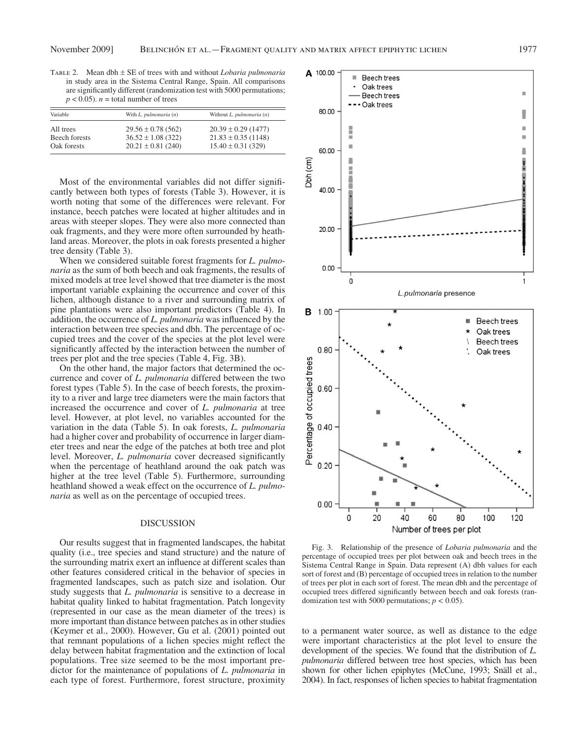Table 2. Mean dbh ± SE of trees with and without *Lobaria pulmonaria* in study area in the Sistema Central Range, Spain. All comparisons are significantly different (randomization test with 5000 permutations; $p < 0.05$). $n$ = total number of trees

| Variable | With *L. pulmonaria* (*n*) | Without *L. pulmonaria* (*n*) |
|---|---|---|
| All trees | 29.56 ± 0.78 (562) | 20.39 ± 0.29 (1477) |
| Beech forests | 36.52 ± 1.08 (322) | 21.83 ± 0.35 (1148) |
| Oak forests | 20.21 ± 0.81 (240) | 15.40 ± 0.31 (329) |

Most of the environmental variables did not differ significantly between both types of forests (Table 3). However, it is worth noting that some of the differences were relevant. For instance, beech patches were located at higher altitudes and in areas with steeper slopes. They were also more connected than oak fragments, and they were more often surrounded by heathland areas. Moreover, the plots in oak forests presented a higher tree density (Table 3).

When we considered suitable forest fragments for *L. pulmonaria* as the sum of both beech and oak fragments, the results of mixed models at tree level showed that tree diameter is the most important variable explaining the occurrence and cover of this lichen, although distance to a river and surrounding matrix of pine plantations were also important predictors (Table 4). In addition, the occurrence of *L. pulmonaria* was influenced by the interaction between tree species and dbh. The percentage of occupied trees and the cover of the species at the plot level were significantly affected by the interaction between the number of trees per plot and the tree species (Table 4, Fig. 3B).

On the other hand, the major factors that determined the occurrence and cover of *L. pulmonaria* differed between the two forest types (Table 5). In the case of beech forests, the proximity to a river and large tree diameters were the main factors that increased the occurrence and cover of *L. pulmonaria* at tree level. However, at plot level, no variables accounted for the variation in the data (Table 5). In oak forests, *L. pulmonaria* had a higher cover and probability of occurrence in larger diameter trees and near the edge of the patches at both tree and plot level. Moreover, *L. pulmonaria* cover decreased significantly when the percentage of heathland around the oak patch was higher at the tree level (Table 5). Furthermore, surrounding heathland showed a weak effect on the occurrence of *L. pulmonaria* as well as on the percentage of occupied trees.

Fig. 3. Relationship of the presence of *Lobaria pulmonaria* and the percentage of occupied trees per plot between oak and beech trees in the Sistema Central Range in Spain. Data represent (A) dbh values for each sort of forest and (B) percentage of occupied trees in relation to the number of trees per plot in each sort of forest. The mean dbh and the percentage of occupied trees differed significantly between beech and oak forests (randomization test with 5000 permutations; $p < 0.05$).

## DISCUSSION

Our results suggest that in fragmented landscapes, the habitat quality (i.e., tree species and stand structure) and the nature of the surrounding matrix exert an influence at different scales than other features considered critical in the behavior of species in fragmented landscapes, such as patch size and isolation. Our study suggests that *L. pulmonaria* is sensitive to a decrease in habitat quality linked to habitat fragmentation. Patch longevity (represented in our case as the mean diameter of the trees) is more important than distance between patches as in other studies (Keymer et al., 2000). However, Gu et al. (2001) pointed out that remnant populations of a lichen species might reflect the delay between habitat fragmentation and the extinction of local populations. Tree size seemed to be the most important predictor for the maintenance of populations of *L. pulmonaria* in each type of forest. Furthermore, forest structure, proximity to a permanent water source, as well as distance to the edge were important characteristics at the plot level to ensure the development of the species. We found that the distribution of *L. pulmonaria* differed between tree host species, which has been shown for other lichen epiphytes (McCune, 1993; Snäll et al., 2004). In fact, responses of lichen species to habitat fragmentation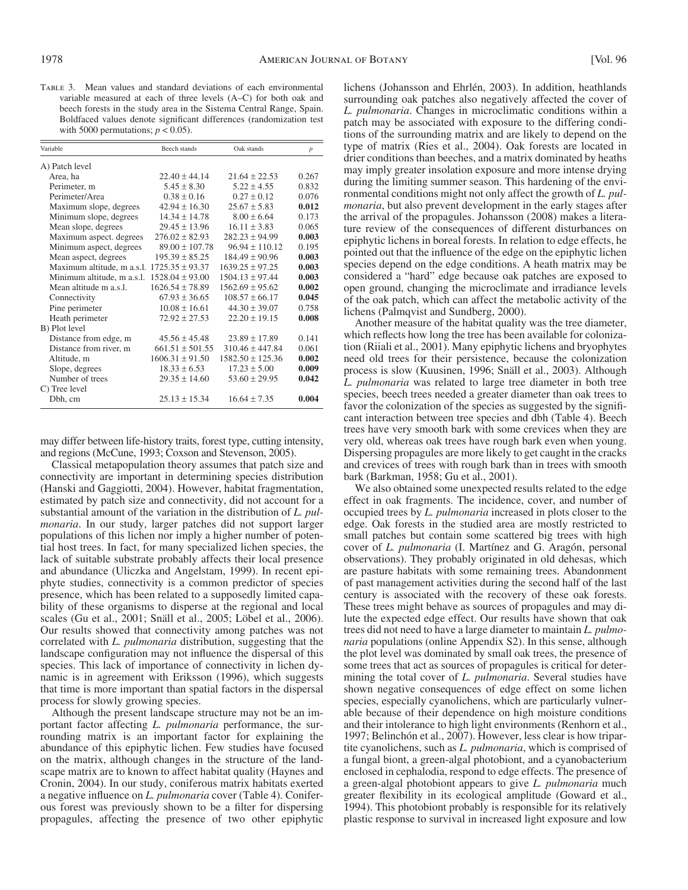Table 3. Mean values and standard deviations of each environmental variable measured at each of three levels (A–C) for both oak and beech forests in the study area in the Sistema Central Range, Spain. Boldfaced values denote significant differences (randomization test with 5000 permutations; $p < 0.05$).

| Variable | Beech stands | Oak stands | $p$ |
|---|---|---|---|
| A) Patch level | | | |
| Area, ha | 22.40 ± 44.14 | 21.64 ± 22.53 | 0.267 |
| Perimeter, m | 5.45 ± 8.30 | 5.22 ± 4.55 | 0.832 |
| Perimeter/Area | 0.38 ± 0.16 | 0.27 ± 0.12 | 0.076 |
| Maximum slope, degrees | 42.94 ± 16.30 | 25.67 ± 5.83 | **0.012** |
| Minimum slope, degrees | 14.34 ± 14.78 | 8.00 ± 6.64 | 0.173 |
| Mean slope, degrees | 29.45 ± 13.96 | 16.11 ± 3.83 | 0.065 |
| Maximum aspect. degrees | 276.02 ± 82.93 | 282.23 ± 94.99 | **0.003** |
| Minimum aspect, degrees | 89.00 ± 107.78 | 96.94 ± 110.12 | 0.195 |
| Mean aspect, degrees | 195.39 ± 85.25 | 184.49 ± 90.96 | **0.003** |
| Maximum altitude, m a.s.l. | 1725.35 ± 93.37 | 1639.25 ± 97.25 | **0.003** |
| Minimum altitude, m a.s.l. | 1528.04 ± 93.00 | 1504.13 ± 97.44 | **0.003** |
| Mean altitude m a.s.l. | 1626.54 ± 78.89 | 1562.69 ± 95.62 | **0.002** |
| Connectivity | 67.93 ± 36.65 | 108.57 ± 66.17 | **0.045** |
| Pine perimeter | 10.08 ± 16.61 | 44.30 ± 39.07 | 0.758 |
| Heath perimeter | 72.92 ± 27.53 | 22.20 ± 19.15 | **0.008** |
| B) Plot level | | | |
| Distance from edge, m | 45.56 ± 45.48 | 23.89 ± 17.89 | 0.141 |
| Distance from river, m | 661.51 ± 501.55 | 310.46 ± 447.84 | 0.061 |
| Altitude, m | 1606.31 ± 91.50 | 1582.50 ± 125.36 | **0.002** |
| Slope, degrees | 18.33 ± 6.53 | 17.23 ± 5.00 | **0.009** |
| Number of trees | 29.35 ± 14.60 | 53.60 ± 29.95 | **0.042** |
| C) Tree level | | | |
| Dbh, cm | 25.13 ± 15.34 | 16.64 ± 7.35 | **0.004** |

may differ between life-history traits, forest type, cutting intensity, and regions (McCune, 1993; Coxson and Stevenson, 2005).

Classical metapopulation theory assumes that patch size and connectivity are important in determining species distribution (Hanski and Gaggiotti, 2004). However, habitat fragmentation, estimated by patch size and connectivity, did not account for a substantial amount of the variation in the distribution of *L. pulmonaria*. In our study, larger patches did not support larger populations of this lichen nor imply a higher number of potential host trees. In fact, for many specialized lichen species, the lack of suitable substrate probably affects their local presence and abundance (Uliczka and Angelstam, 1999). In recent epiphyte studies, connectivity is a common predictor of species presence, which has been related to a supposedly limited capability of these organisms to disperse at the regional and local scales (Gu et al., 2001; Snäll et al., 2005; Löbel et al., 2006). Our results showed that connectivity among patches was not correlated with *L. pulmonaria* distribution, suggesting that the landscape configuration may not influence the dispersal of this species. This lack of importance of connectivity in lichen dynamic is in agreement with Eriksson (1996), which suggests that time is more important than spatial factors in the dispersal process for slowly growing species.

Although the present landscape structure may not be an important factor affecting *L. pulmonaria* performance, the surrounding matrix is an important factor for explaining the abundance of this epiphytic lichen. Few studies have focused on the matrix, although changes in the structure of the landscape matrix are to known to affect habitat quality (Haynes and Cronin, 2004). In our study, coniferous matrix habitats exerted a negative influence on *L. pulmonaria* cover (Table 4). Coniferous forest was previously shown to be a filter for dispersing propagules, affecting the presence of two other epiphytic lichens (Johansson and Ehrlén, 2003). In addition, heathlands surrounding oak patches also negatively affected the cover of *L. pulmonaria*. Changes in microclimatic conditions within a patch may be associated with exposure to the differing conditions of the surrounding matrix and are likely to depend on the type of matrix (Ries et al., 2004). Oak forests are located in drier conditions than beeches, and a matrix dominated by heaths may imply greater insolation exposure and more intense drying during the limiting summer season. This hardening of the environmental conditions might not only affect the growth of *L. pulmonaria*, but also prevent development in the early stages after the arrival of the propagules. Johansson (2008) makes a literature review of the consequences of different disturbances on epiphytic lichens in boreal forests. In relation to edge effects, he pointed out that the influence of the edge on the epiphytic lichen species depend on the edge conditions. A heath matrix may be considered a "hard" edge because oak patches are exposed to open ground, changing the microclimate and irradiance levels of the oak patch, which can affect the metabolic activity of the lichens (Palmqvist and Sundberg, 2000).

Another measure of the habitat quality was the tree diameter, which reflects how long the tree has been available for colonization (Riiali et al., 2001). Many epiphytic lichens and bryophytes need old trees for their persistence, because the colonization process is slow (Kuusinen, 1996; Snäll et al., 2003). Although *L. pulmonaria* was related to large tree diameter in both tree species, beech trees needed a greater diameter than oak trees to favor the colonization of the species as suggested by the significant interaction between tree species and dbh (Table 4). Beech trees have very smooth bark with some crevices when they are very old, whereas oak trees have rough bark even when young. Dispersing propagules are more likely to get caught in the cracks and crevices of trees with rough bark than in trees with smooth bark (Barkman, 1958; Gu et al., 2001).

We also obtained some unexpected results related to the edge effect in oak fragments. The incidence, cover, and number of occupied trees by *L. pulmonaria* increased in plots closer to the edge. Oak forests in the studied area are mostly restricted to small patches but contain some scattered big trees with high cover of *L. pulmonaria* (I. Martínez and G. Aragón, personal observations). They probably originated in old dehesas, which are pasture habitats with some remaining trees. Abandonment of past management activities during the second half of the last century is associated with the recovery of these oak forests. These trees might behave as sources of propagules and may dilute the expected edge effect. Our results have shown that oak trees did not need to have a large diameter to maintain *L. pulmonaria* populations (online Appendix S2). In this sense, although the plot level was dominated by small oak trees, the presence of some trees that act as sources of propagules is critical for determining the total cover of *L. pulmonaria*. Several studies have shown negative consequences of edge effect on some lichen species, especially cyanolichens, which are particularly vulnerable because of their dependence on high moisture conditions and their intolerance to high light environments (Renhorn et al., 1997; Belinchón et al., 2007). However, less clear is how tripartite cyanolichens, such as *L. pulmonaria*, which is comprised of a fungal biont, a green-algal photobiont, and a cyanobacterium enclosed in cephalodia, respond to edge effects. The presence of a green-algal photobiont appears to give *L. pulmonaria* much greater flexibility in its ecological amplitude (Goward et al., 1994). This photobiont probably is responsible for its relatively plastic response to survival in increased light exposure and low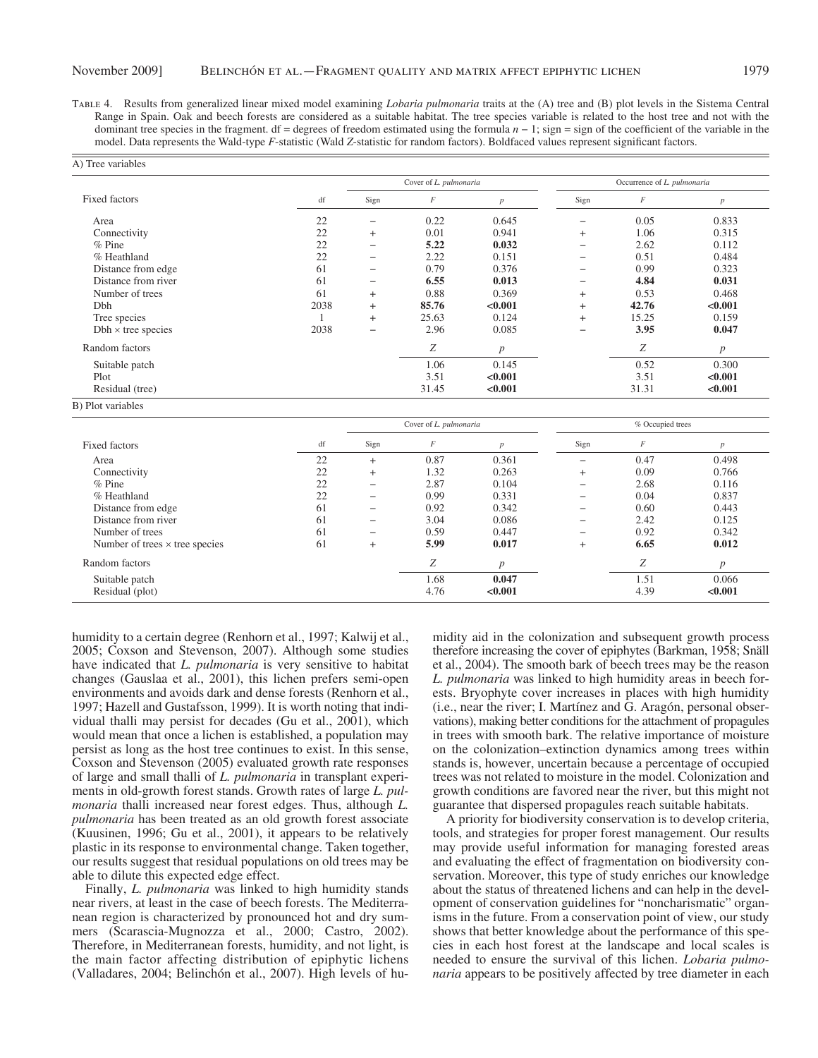Table 4. Results from generalized linear mixed model examining *Lobaria pulmonaria* traits at the (A) tree and (B) plot levels in the Sistema Central Range in Spain. Oak and beech forests are considered as a suitable habitat. The tree species variable is related to the host tree and not with the dominant tree species in the fragment. df = degrees of freedom estimated using the formula $n - 1$; sign = sign of the coefficient of the variable in the model. Data represents the Wald-type *F*-statistic (Wald *Z*-statistic for random factors). Boldfaced values represent significant factors.

A) Tree variables

| Fixed factors | df | Cover of *L. pulmonaria* | | | Occurrence of *L. pulmonaria* | | |
|---|---|---|---|---|---|---|---|
| | | Sign | *F* | *p* | Sign | *F* | *p* |
| Area | 22 | − | 0.22 | 0.645 | − | 0.05 | 0.833 |
| Connectivity | 22 | + | 0.01 | 0.941 | + | 1.06 | 0.315 |
| % Pine | 22 | − | **5.22** | **0.032** | − | 2.62 | 0.112 |
| % Heathland | 22 | − | 2.22 | 0.151 | − | 0.51 | 0.484 |
| Distance from edge | 61 | − | 0.79 | 0.376 | − | 0.99 | 0.323 |
| Distance from river | 61 | − | **6.55** | **0.013** | − | **4.84** | **0.031** |
| Number of trees | 61 | + | 0.88 | 0.369 | + | 0.53 | 0.468 |
| Dbh | 2038 | + | **85.76** | **<0.001** | + | **42.76** | **<0.001** |
| Tree species | 1 | + | 25.63 | 0.124 | + | 15.25 | 0.159 |
| Dbh × tree species | 2038 | − | 2.96 | 0.085 | − | **3.95** | **0.047** |
| Random factors | | | *Z* | *p* | | *Z* | *p* |
| Suitable patch | | | 1.06 | 0.145 | | 0.52 | 0.300 |
| Plot | | | 3.51 | **<0.001** | | 3.51 | **<0.001** |
| Residual (tree) | | | 31.45 | **<0.001** | | 31.31 | **<0.001** |

B) Plot variables

| Fixed factors | df | Cover of *L. pulmonaria* | | | % Occupied trees | | |
|---|---|---|---|---|---|---|---|
| | | Sign | *F* | *p* | Sign | *F* | *p* |
| Area | 22 | + | 0.87 | 0.361 | − | 0.47 | 0.498 |
| Connectivity | 22 | + | 1.32 | 0.263 | + | 0.09 | 0.766 |
| % Pine | 22 | − | 2.87 | 0.104 | − | 2.68 | 0.116 |
| % Heathland | 22 | − | 0.99 | 0.331 | − | 0.04 | 0.837 |
| Distance from edge | 61 | − | 0.92 | 0.342 | − | 0.60 | 0.443 |
| Distance from river | 61 | − | 3.04 | 0.086 | − | 2.42 | 0.125 |
| Number of trees | 61 | − | 0.59 | 0.447 | − | 0.92 | 0.342 |
| Number of trees × tree species | 61 | + | **5.99** | **0.017** | + | **6.65** | **0.012** |
| Random factors | | | *Z* | *p* | | *Z* | *p* |
| Suitable patch | | | 1.68 | **0.047** | | 1.51 | 0.066 |
| Residual (plot) | | | 4.76 | **<0.001** | | 4.39 | **<0.001** |

humidity to a certain degree (Renhorn et al., 1997; Kalwij et al., 2005; Coxson and Stevenson, 2007). Although some studies have indicated that *L. pulmonaria* is very sensitive to habitat changes (Gauslaa et al., 2001), this lichen prefers semi-open environments and avoids dark and dense forests (Renhorn et al., 1997; Hazell and Gustafsson, 1999). It is worth noting that individual thalli may persist for decades (Gu et al., 2001), which would mean that once a lichen is established, a population may persist as long as the host tree continues to exist. In this sense, Coxson and Stevenson (2005) evaluated growth rate responses of large and small thalli of *L. pulmonaria* in transplant experiments in old-growth forest stands. Growth rates of large *L. pulmonaria* thalli increased near forest edges. Thus, although *L. pulmonaria* has been treated as an old growth forest associate (Kuusinen, 1996; Gu et al., 2001), it appears to be relatively plastic in its response to environmental change. Taken together, our results suggest that residual populations on old trees may be able to dilute this expected edge effect.

Finally, *L. pulmonaria* was linked to high humidity stands near rivers, at least in the case of beech forests. The Mediterranean region is characterized by pronounced hot and dry summers (Scarascia-Mugnozza et al., 2000; Castro, 2002). Therefore, in Mediterranean forests, humidity, and not light, is the main factor affecting distribution of epiphytic lichens (Valladares, 2004; Belinchón et al., 2007). High levels of humidity aid in the colonization and subsequent growth process therefore increasing the cover of epiphytes (Barkman, 1958; Snäll et al., 2004). The smooth bark of beech trees may be the reason *L. pulmonaria* was linked to high humidity areas in beech forests. Bryophyte cover increases in places with high humidity (i.e., near the river; I. Martínez and G. Aragón, personal observations), making better conditions for the attachment of propagules in trees with smooth bark. The relative importance of moisture on the colonization–extinction dynamics among trees within stands is, however, uncertain because a percentage of occupied trees was not related to moisture in the model. Colonization and growth conditions are favored near the river, but this might not guarantee that dispersed propagules reach suitable habitats.

A priority for biodiversity conservation is to develop criteria, tools, and strategies for proper forest management. Our results may provide useful information for managing forested areas and evaluating the effect of fragmentation on biodiversity conservation. Moreover, this type of study enriches our knowledge about the status of threatened lichens and can help in the development of conservation guidelines for "noncharismatic" organisms in the future. From a conservation point of view, our study shows that better knowledge about the performance of this species in each host forest at the landscape and local scales is needed to ensure the survival of this lichen. *Lobaria pulmonaria* appears to be positively affected by tree diameter in each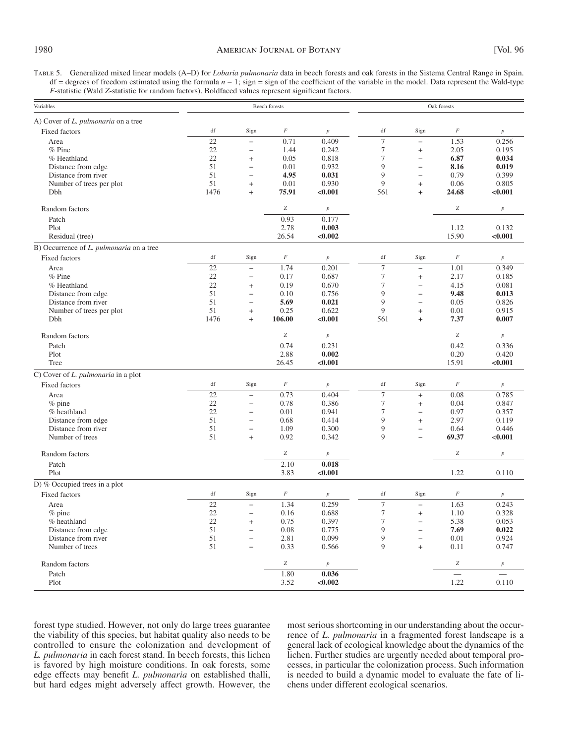Table 5. Generalized mixed linear models (A–D) for *Lobaria pulmonaria* data in beech forests and oak forests in the Sistema Central Range in Spain. df = degrees of freedom estimated using the formula $n - 1$; sign = sign of the coefficient of the variable in the model. Data represent the Wald-type $F$-statistic (Wald $Z$-statistic for random factors). Boldfaced values represent significant factors.

| Variables | Beech forests | | | | Oak forests | | | |
|---|---|---|---|---|---|---|---|---|
| **A) Cover of *L. pulmonaria* on a tree** | | | | | | | | |
| Fixed factors | df | Sign | $F$ | $p$ | df | Sign | $F$ | $p$ |
| Area | 22 | − | 0.71 | 0.409 | 7 | − | 1.53 | 0.256 |
| % Pine | 22 | − | 1.44 | 0.242 | 7 | + | 2.05 | 0.195 |
| % Heathland | 22 | + | 0.05 | 0.818 | 7 | − | **6.87** | **0.034** |
| Distance from edge | 51 | − | 0.01 | 0.932 | 9 | − | **8.16** | **0.019** |
| Distance from river | 51 | − | **4.95** | **0.031** | 9 | − | 0.79 | 0.399 |
| Number of trees per plot | 51 | + | 0.01 | 0.930 | 9 | + | 0.06 | 0.805 |
| Dbh | 1476 | + | **75.91** | **<0.001** | 561 | + | **24.68** | **<0.001** |
| Random factors | | | $Z$ | $p$ | | | $Z$ | $p$ |
| Patch | | | 0.93 | 0.177 | | | — | — |
| Plot | | | 2.78 | **0.003** | | | 1.12 | 0.132 |
| Residual (tree) | | | 26.54 | **<0.002** | | | 15.90 | **<0.001** |
| **B) Occurrence of *L. pulmonaria* on a tree** | | | | | | | | |
| Fixed factors | df | Sign | $F$ | $p$ | df | Sign | $F$ | $p$ |
| Area | 22 | − | 1.74 | 0.201 | 7 | − | 1.01 | 0.349 |
| % Pine | 22 | − | 0.17 | 0.687 | 7 | + | 2.17 | 0.185 |
| % Heathland | 22 | + | 0.19 | 0.670 | 7 | − | 4.15 | 0.081 |
| Distance from edge | 51 | − | 0.10 | 0.756 | 9 | − | **9.48** | **0.013** |
| Distance from river | 51 | − | **5.69** | **0.021** | 9 | − | 0.05 | 0.826 |
| Number of trees per plot | 51 | + | 0.25 | 0.622 | 9 | + | 0.01 | 0.915 |
| Dbh | 1476 | + | **106.00** | **<0.001** | 561 | + | **7.37** | **0.007** |
| Random factors | | | $Z$ | $p$ | | | $Z$ | $p$ |
| Patch | | | 0.74 | 0.231 | | | 0.42 | 0.336 |
| Plot | | | 2.88 | **0.002** | | | 0.20 | 0.420 |
| Tree | | | 26.45 | **<0.001** | | | 15.91 | **<0.001** |
| **C) Cover of *L. pulmonaria* in a plot** | | | | | | | | |
| Fixed factors | df | Sign | $F$ | $p$ | df | Sign | $F$ | $p$ |
| Area | 22 | − | 0.73 | 0.404 | 7 | + | 0.08 | 0.785 |
| % pine | 22 | − | 0.78 | 0.386 | 7 | + | 0.04 | 0.847 |
| % heathland | 22 | − | 0.01 | 0.941 | 7 | − | 0.97 | 0.357 |
| Distance from edge | 51 | − | 0.68 | 0.414 | 9 | + | 2.97 | 0.119 |
| Distance from river | 51 | − | 1.09 | 0.300 | 9 | − | 0.64 | 0.446 |
| Number of trees | 51 | + | 0.92 | 0.342 | 9 | − | **69.37** | **<0.001** |
| Random factors | | | $Z$ | $p$ | | | $Z$ | $p$ |
| Patch | | | 2.10 | **0.018** | | | — | — |
| Plot | | | 3.83 | **<0.001** | | | 1.22 | 0.110 |
| **D) % Occupied trees in a plot** | | | | | | | | |
| Fixed factors | df | Sign | $F$ | $p$ | df | Sign | $F$ | $p$ |
| Area | 22 | − | 1.34 | 0.259 | 7 | − | 1.63 | 0.243 |
| % pine | 22 | − | 0.16 | 0.688 | 7 | + | 1.10 | 0.328 |
| % heathland | 22 | + | 0.75 | 0.397 | 7 | − | 5.38 | 0.053 |
| Distance from edge | 51 | − | 0.08 | 0.775 | 9 | − | **7.69** | **0.022** |
| Distance from river | 51 | − | 2.81 | 0.099 | 9 | − | 0.01 | 0.924 |
| Number of trees | 51 | − | 0.33 | 0.566 | 9 | + | 0.11 | 0.747 |
| Random factors | | | $Z$ | $p$ | | | $Z$ | $p$ |
| Patch | | | 1.80 | **0.036** | | | — | — |
| Plot | | | 3.52 | **<0.002** | | | 1.22 | 0.110 |

forest type studied. However, not only do large trees guarantee the viability of this species, but habitat quality also needs to be controlled to ensure the colonization and development of *L. pulmonaria* in each forest stand. In beech forests, this lichen is favored by high moisture conditions. In oak forests, some edge effects may benefit *L. pulmonaria* on established thalli, but hard edges might adversely affect growth. However, the most serious shortcoming in our understanding about the occurrence of *L. pulmonaria* in a fragmented forest landscape is a general lack of ecological knowledge about the dynamics of the lichen. Further studies are urgently needed about temporal processes, in particular the colonization process. Such information is needed to build a dynamic model to evaluate the fate of lichens under different ecological scenarios.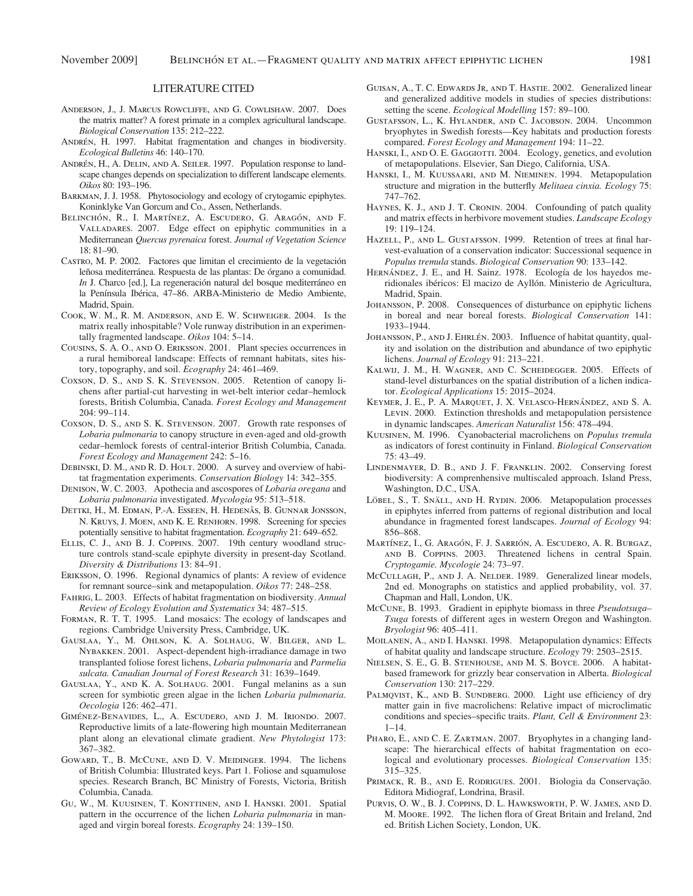## LITERATURE CITED

Anderson, J., J. Marcus Rowcliffe, and G. Cowlishaw. 2007. Does the matrix matter? A forest primate in a complex agricultural landscape. *Biological Conservation* 135: 212–222.

Andrén, H. 1997. Habitat fragmentation and changes in biodiversity. *Ecological Bulletins* 46: 140–170.

Andrén, H., A. Delin, and A. Seiler. 1997. Population response to landscape changes depends on specialization to different landscape elements. *Oikos* 80: 193–196.

Barkman, J. J. 1958. Phytosociology and ecology of crytogamic epiphytes. Koninklyke Van Gorcum and Co., Assen, Netherlands.

Belinchón, R., I. Martínez, A. Escudero, G. Aragón, and F. Valladares. 2007. Edge effect on epiphytic communities in a Mediterranean *Quercus pyrenaica* forest. *Journal of Vegetation Science* 18: 81–90.

Castro, M. P. 2002. Factores que limitan el crecimiento de la vegetación leñosa mediterránea. Respuesta de las plantas: De órgano a comunidad. *In* J. Charco [ed.], La regeneración natural del bosque mediterráneo en la Península Ibérica, 47–86. ARBA-Ministerio de Medio Ambiente, Madrid, Spain.

Cook, W. M., R. M. Anderson, and E. W. Schweiger. 2004. Is the matrix really inhospitable? Vole runway distribution in an experimentally fragmented landscape. *Oikos* 104: 5–14.

Cousins, S. A. O., and O. Eriksson. 2001. Plant species occurrences in a rural hemiboreal landscape: Effects of remnant habitats, sites history, topography, and soil. *Ecography* 24: 461–469.

Coxson, D. S., and S. K. Stevenson. 2005. Retention of canopy lichens after partial-cut harvesting in wet-belt interior cedar–hemlock forests, British Columbia, Canada. *Forest Ecology and Management* 204: 99–114.

Coxson, D. S., and S. K. Stevenson. 2007. Growth rate responses of *Lobaria pulmonaria* to canopy structure in even-aged and old-growth cedar–hemlock forests of central-interior British Columbia, Canada. *Forest Ecology and Management* 242: 5–16.

Debinski, D. M., and R. D. Holt. 2000. A survey and overview of habitat fragmentation experiments. *Conservation Biology* 14: 342–355.

Denison, W. C. 2003. Apothecia and ascospores of *Lobaria oregana* and *Lobaria pulmonaria* investigated. *Mycologia* 95: 513–518.

Dettki, H., M. Edman, P.-A. Esseen, H. Hedenås, B. Gunnar Jonsson, N. Kruys, J. Moen, and K. E. Renhorn. 1998. Screening for species potentially sensitive to habitat fragmentation. *Ecography* 21: 649–652.

Ellis, C. J., and B. J. Coppins. 2007. 19th century woodland structure controls stand-scale epiphyte diversity in present-day Scotland. *Diversity & Distributions* 13: 84–91.

Eriksson, O. 1996. Regional dynamics of plants: A review of evidence for remnant source–sink and metapopulation. *Oikos* 77: 248–258.

Fahrig, L. 2003. Effects of habitat fragmentation on biodiversity. *Annual Review of Ecology Evolution and Systematics* 34: 487–515.

Forman, R. T. T. 1995. Land mosaics: The ecology of landscapes and regions. Cambridge University Press, Cambridge, UK.

Gauslaa, Y., M. Ohlson, K. A. Solhaug, W. Bilger, and L. Nybakken. 2001. Aspect-dependent high-irradiance damage in two transplanted foliose forest lichens, *Lobaria pulmonaria* and *Parmelia sulcata*. *Canadian Journal of Forest Research* 31: 1639–1649.

Gauslaa, Y., and K. A. Solhaug. 2001. Fungal melanins as a sun screen for symbiotic green algae in the lichen *Lobaria pulmonaria*. *Oecologia* 126: 462–471.

Giménez-Benavides, L., A. Escudero, and J. M. Iriondo. 2007. Reproductive limits of a late-flowering high mountain Mediterranean plant along an elevational climate gradient. *New Phytologist* 173: 367–382.

Goward, T., B. McCune, and D. V. Meidinger. 1994. The lichens of British Columbia: Illustrated keys. Part 1. Foliose and squamulose species. Research Branch, BC Ministry of Forests, Victoria, British Columbia, Canada.

Gu, W., M. Kuusinen, T. Konttinen, and I. Hanski. 2001. Spatial pattern in the occurrence of the lichen *Lobaria pulmonaria* in managed and virgin boreal forests. *Ecography* 24: 139–150.

Guisan, A., T. C. Edwards Jr, and T. Hastie. 2002. Generalized linear and generalized additive models in studies of species distributions: setting the scene. *Ecological Modelling* 157: 89–100.

Gustafsson, L., K. Hylander, and C. Jacobson. 2004. Uncommon bryophytes in Swedish forests—Key habitats and production forests compared. *Forest Ecology and Management* 194: 11–22.

Hanski, I., and O. E. Gaggiotti. 2004. Ecology, genetics, and evolution of metapopulations. Elsevier, San Diego, California, USA.

Hanski, I., M. Kuussaari, and M. Nieminen. 1994. Metapopulation structure and migration in the butterfly *Melitaea cinxia*. *Ecology* 75: 747–762.

Haynes, K. J., and J. T. Cronin. 2004. Confounding of patch quality and matrix effects in herbivore movement studies. *Landscape Ecology* 19: 119–124.

Hazell, P., and L. Gustafsson. 1999. Retention of trees at final harvest-evaluation of a conservation indicator: Successional sequence in *Populus tremula* stands. *Biological Conservation* 90: 133–142.

Hernández, J. E., and H. Sainz. 1978. Ecología de los hayedos meridionales ibéricos: El macizo de Ayllón. Ministerio de Agricultura, Madrid, Spain.

Johansson, P. 2008. Consequences of disturbance on epiphytic lichens in boreal and near boreal forests. *Biological Conservation* 141: 1933–1944.

Johansson, P., and J. Ehrlén. 2003. Influence of habitat quantity, quality and isolation on the distribution and abundance of two epiphytic lichens. *Journal of Ecology* 91: 213–221.

Kalwij, J. M., H. H. Wagner, and C. Scheidegger. 2005. Effects of stand-level disturbances on the spatial distribution of a lichen indicator. *Ecological Applications* 15: 2015–2024.

Keymer, J. E., P. A. Marquet, J. X. Velasco-Hernández, and S. A. Levin. 2000. Extinction thresholds and metapopulation persistence in dynamic landscapes. *American Naturalist* 156: 478–494.

Kuusinen, M. 1996. Cyanobacterial macrolichens on *Populus tremula* as indicators of forest continuity in Finland. *Biological Conservation* 75: 43–49.

Lindenmayer, D. B., and J. F. Franklin. 2002. Conserving forest biodiversity: A comprenhensive multiscaled approach. Island Press, Washington, D.C., USA.

Löbel, S., T. Snäll, and H. Rydin. 2006. Metapopulation processes in epiphytes inferred from patterns of regional distribution and local abundance in fragmented forest landscapes. *Journal of Ecology* 94: 856–868.

Martínez, I., G. Aragón, F. J. Sarrión, A. Escudero, A. R. Burgaz, and B. Coppins. 2003. Threatened lichens in central Spain. *Cryptogamie. Mycologie* 24: 73–97.

McCullagh, P., and J. A. Nelder. 1989. Generalized linear models, 2nd ed. Monographs on statistics and applied probability, vol. 37. Chapman and Hall, London, UK.

McCune, B. 1993. Gradient in epiphyte biomass in three *Pseudotsuga–Tsuga* forests of different ages in western Oregon and Washington. *Bryologist* 96: 405–411.

Moilanen, A., and I. Hanski. 1998. Metapopulation dynamics: Effects of habitat quality and landscape structure. *Ecology* 79: 2503–2515.

Nielsen, S. E., G. B. Stenhouse, and M. S. Boyce. 2006. A habitat-based framework for grizzly bear conservation in Alberta. *Biological Conservation* 130: 217–229.

Palmqvist, K., and B. Sundberg. 2000. Light use efficiency of dry matter gain in five macrolichens: Relative impact of microclimatic conditions and species-specific traits. *Plant, Cell & Environment* 23: 1–14.

Pharo, E., and C. E. Zartman. 2007. Bryophytes in a changing landscape: The hierarchical effects of habitat fragmentation on ecological and evolutionary processes. *Biological Conservation* 135: 315–325.

Primack, R. B., and E. Rodrigues. 2001. Biologia da Conservação. Editora Midiograf, Londrina, Brasil.

Purvis, O. W., B. J. Coppins, D. L. Hawksworth, P. W. James, and D. M. Moore. 1992. The lichen flora of Great Britain and Ireland, 2nd ed. British Lichen Society, London, UK.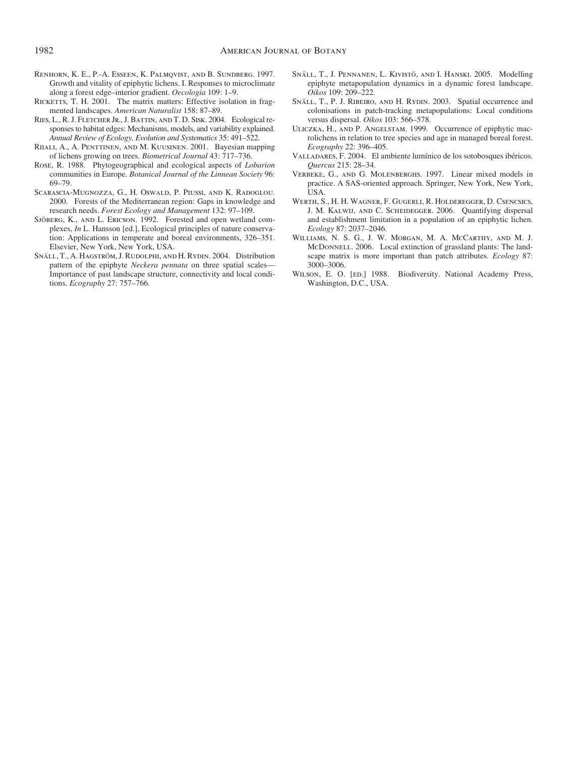Renhorn, K. E., P.-A. Esseen, K. Palmqvist, and B. Sundberg. 1997. Growth and vitality of epiphytic lichens. I. Responses to microclimate along a forest edge–interior gradient. *Oecologia* 109: 1–9.

Ricketts, T. H. 2001. The matrix matters: Effective isolation in fragmented landscapes. *American Naturalist* 158: 87–89.

Ries, L., R. J. Fletcher Jr., J. Battin, and T. D. Sisk. 2004. Ecological responses to habitat edges: Mechanisms, models, and variability explained. *Annual Review of Ecology, Evolution and Systematics* 35: 491–522.

Riiali, A., A. Penttinen, and M. Kuusinen. 2001. Bayesian mapping of lichens growing on trees. *Biometrical Journal* 43: 717–736.

Rose, R. 1988. Phytogeographical and ecological aspects of *Lobarion* communities in Europe. *Botanical Journal of the Linnean Society* 96: 69–79.

Scarascia-Mugnozza, G., H. Oswald, P. Piussi, and K. Radoglou. 2000. Forests of the Mediterranean region: Gaps in knowledge and research needs. *Forest Ecology and Management* 132: 97–109.

Sjöberg, K., and L. Ericson. 1992. Forested and open wetland complexes, *In* L. Hansson [ed.], Ecological principles of nature conservation: Applications in temperate and boreal environments, 326–351. Elsevier, New York, New York, USA.

Snäll, T., A. Hagström, J. Rudolphi, and H. Rydin. 2004. Distribution pattern of the epiphyte *Neckera pennata* on three spatial scales—Importance of past landscape structure, connectivity and local conditions. *Ecography* 27: 757–766.

Snäll, T., J. Pennanen, L. Kivistö, and I. Hanski. 2005. Modelling epiphyte metapopulation dynamics in a dynamic forest landscape. *Oikos* 109: 209–222.

Snäll, T., P. J. Ribeiro, and H. Rydin. 2003. Spatial occurrence and colonisations in patch-tracking metapopulations: Local conditions versus dispersal. *Oikos* 103: 566–578.

Uliczka, H., and P. Angelstam. 1999. Occurrence of epiphytic macrolichens in relation to tree species and age in managed boreal forest. *Ecography* 22: 396–405.

Valladares, F. 2004. El ambiente lumínico de los sotobosques ibéricos. *Quercus* 215: 28–34.

Verbeke, G., and G. Molenberghs. 1997. Linear mixed models in practice. A SAS-oriented approach. Springer, New York, New York, USA.

Werth, S., H. H. Wagner, F. Gugerli, R. Holderegger, D. Csencsics, J. M. Kalwij, and C. Scheidegger. 2006. Quantifying dispersal and establishment limitation in a population of an epiphytic lichen. *Ecology* 87: 2037–2046.

Williams, N. S. G., J. W. Morgan, M. A. McCarthy, and M. J. McDonnell. 2006. Local extinction of grassland plants: The landscape matrix is more important than patch attributes. *Ecology* 87: 3000–3006.

Wilson, E. O. [ed.] 1988. Biodiversity. National Academy Press, Washington, D.C., USA.